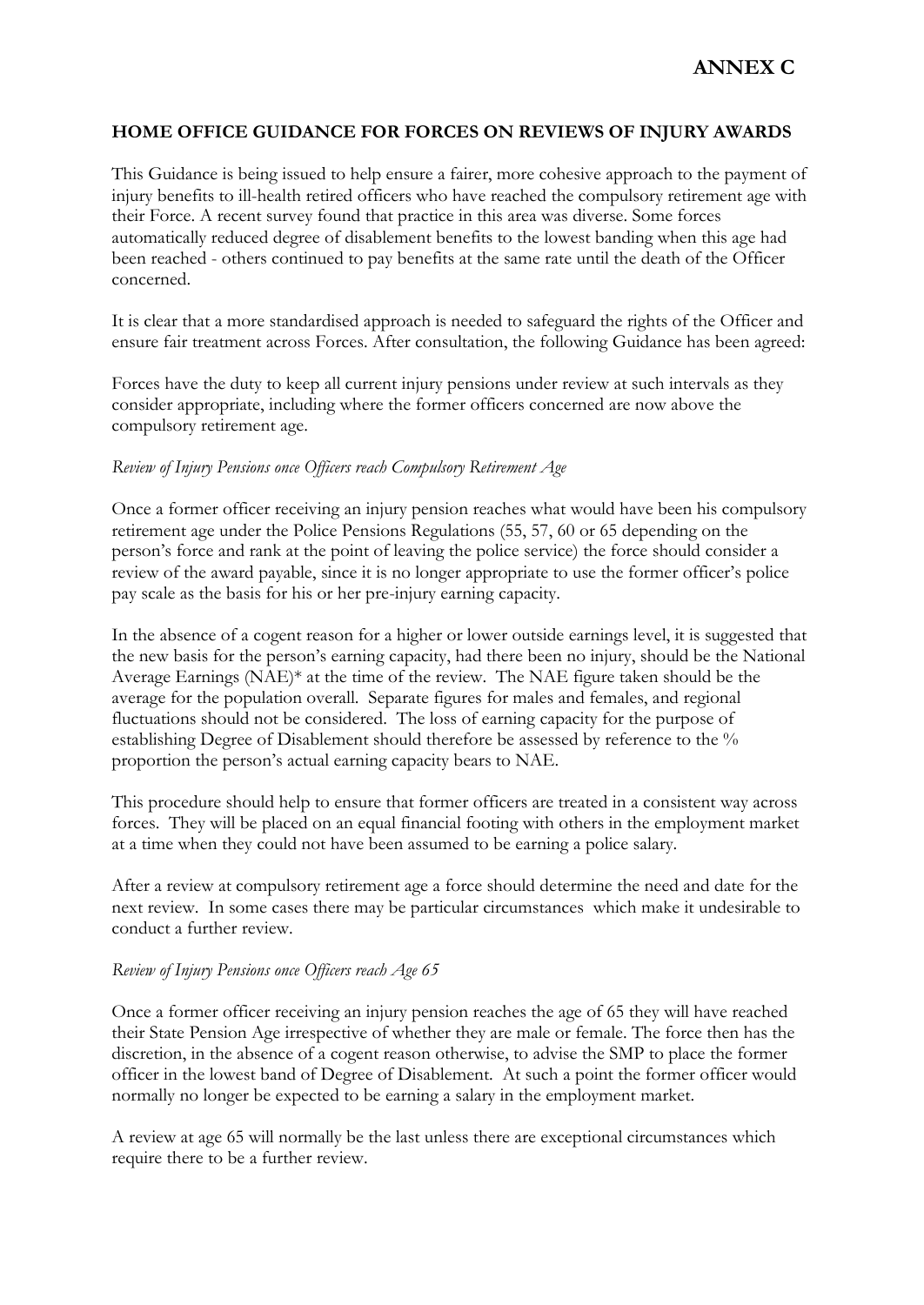# ANNEX C

## HOME OFFICE GUIDANCE FOR FORCES ON REVIEWS OF INJURY AWARDS

This Guidance is being issued to help ensure a fairer, more cohesive approach to the payment of injury benefits to ill-health retired officers who have reached the compulsory retirement age with their Force. A recent survey found that practice in this area was diverse. Some forces automatically reduced degree of disablement benefits to the lowest banding when this age had been reached - others continued to pay benefits at the same rate until the death of the Officer concerned.

It is clear that a more standardised approach is needed to safeguard the rights of the Officer and ensure fair treatment across Forces. After consultation, the following Guidance has been agreed:

Forces have the duty to keep all current injury pensions under review at such intervals as they consider appropriate, including where the former officers concerned are now above the compulsory retirement age.

*Review of Injury Pensions once Officers reach Compulsory Retirement Age*

Once a former officer receiving an injury pension reaches what would have been his compulsory retirement age under the Police Pensions Regulations (55, 57, 60 or 65 depending on the person's force and rank at the point of leaving the police service) the force should consider a review of the award payable, since it is no longer appropriate to use the former officer's police pay scale as the basis for his or her pre-injury earning capacity.

In the absence of a cogent reason for a higher or lower outside earnings level, it is suggested that the new basis for the person's earning capacity, had there been no injury, should be the National Average Earnings (NAE)* at the time of the review. The NAE figure taken should be the average for the population overall. Separate figures for males and females, and regional fluctuations should not be considered. The loss of earning capacity for the purpose of establishing Degree of Disablement should therefore be assessed by reference to the % proportion the person's actual earning capacity bears to NAE.

This procedure should help to ensure that former officers are treated in a consistent way across forces. They will be placed on an equal financial footing with others in the employment market at a time when they could not have been assumed to be earning a police salary.

After a review at compulsory retirement age a force should determine the need and date for the next review. In some cases there may be particular circumstances which make it undesirable to conduct a further review.

*Review of Injury Pensions once Officers reach Age 65*

Once a former officer receiving an injury pension reaches the age of 65 they will have reached their State Pension Age irrespective of whether they are male or female. The force then has the discretion, in the absence of a cogent reason otherwise, to advise the SMP to place the former officer in the lowest band of Degree of Disablement. At such a point the former officer would normally no longer be expected to be earning a salary in the employment market.

A review at age 65 will normally be the last unless there are exceptional circumstances which require there to be a further review.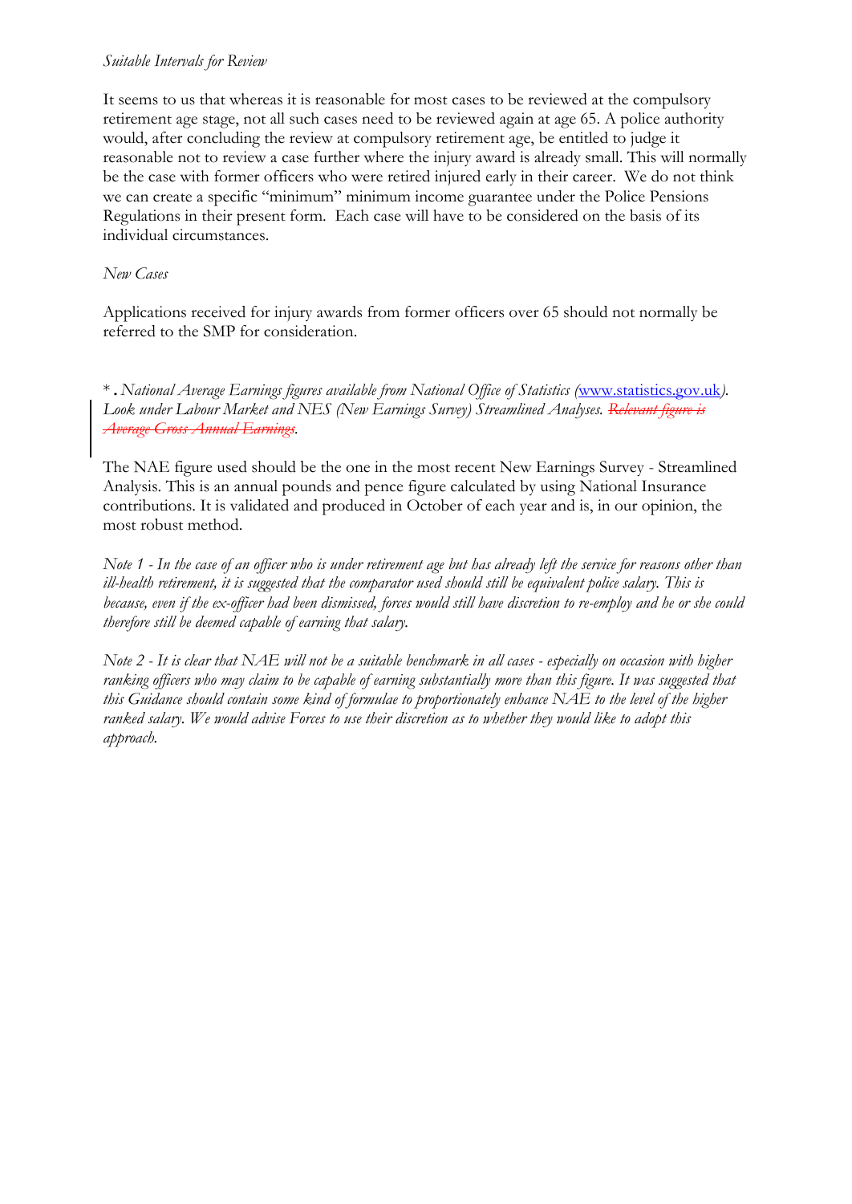*Suitable Intervals for Review*

It seems to us that whereas it is reasonable for most cases to be reviewed at the compulsory retirement age stage, not all such cases need to be reviewed again at age 65. A police authority would, after concluding the review at compulsory retirement age, be entitled to judge it reasonable not to review a case further where the injury award is already small. This will normally be the case with former officers who were retired injured early in their career. We do not think we can create a specific "minimum" minimum income guarantee under the Police Pensions Regulations in their present form. Each case will have to be considered on the basis of its individual circumstances.

*New Cases*

Applications received for injury awards from former officers over 65 should not normally be referred to the SMP for consideration.

\* . *National Average Earnings figures available from National Office of Statistics (www.statistics.gov.uk). Look under Labour Market and NES (New Earnings Survey) Streamlined Analyses.* ~~*Relevant figure is Average Gross Annual Earnings*~~.

The NAE figure used should be the one in the most recent New Earnings Survey - Streamlined Analysis. This is an annual pounds and pence figure calculated by using National Insurance contributions. It is validated and produced in October of each year and is, in our opinion, the most robust method.

*Note 1 - In the case of an officer who is under retirement age but has already left the service for reasons other than ill-health retirement, it is suggested that the comparator used should still be equivalent police salary. This is because, even if the ex-officer had been dismissed, forces would still have discretion to re-employ and he or she could therefore still be deemed capable of earning that salary.*

*Note 2 - It is clear that NAE will not be a suitable benchmark in all cases - especially on occasion with higher ranking officers who may claim to be capable of earning substantially more than this figure. It was suggested that this Guidance should contain some kind of formulae to proportionately enhance NAE to the level of the higher ranked salary. We would advise Forces to use their discretion as to whether they would like to adopt this approach.*